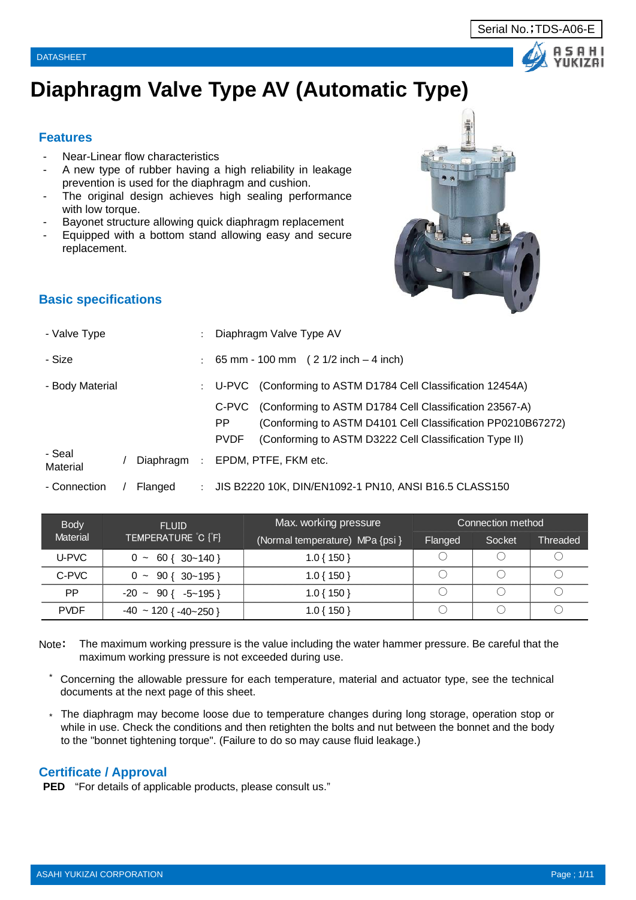Serial No.;TDS-A06-E

DATASHEET

# Diaphragm Valve Type AV (Automatic Type)

## Features

- Near-Linear flow characteristics
- A new type of rubber having a high reliability in leakage prevention is used for the diaphragm and cushion.
- The original design achieves high sealing performance with low torque.
- Bayonet structure allowing quick diaphragm replacement
- Equipped with a bottom stand allowing easy and secure replacement.

## Basic specifications

- Valve Type : Diaphragm Valve Type AV
- Size : 65 mm - 100 mm ( 2 1/2 inch – 4 inch)
- Body Material :
  - U-PVC (Conforming to ASTM D1784 Cell Classification 12454A)
  - C-PVC (Conforming to ASTM D1784 Cell Classification 23567-A)
  - PP (Conforming to ASTM D4101 Cell Classification PP0210B67272)
  - PVDF (Conforming to ASTM D3222 Cell Classification Type II)
- Seal Material / Diaphragm : EPDM, PTFE, FKM etc.
- Connection / Flanged : JIS B2220 10K, DIN/EN1092-1 PN10, ANSI B16.5 CLASS150

| Body Material | FLUID TEMPERATURE ˚C {˚F} | Max. working pressure (Normal temperature) MPa {psi} | Connection method | | |
|---|---|---|---|---|---|
| | | | Flanged | Socket | Threaded |
| U-PVC | 0 ~ 60 { 30~140 } | 1.0 { 150 } | ○ | ○ | ○ |
| C-PVC | 0 ~ 90 { 30~195 } | 1.0 { 150 } | ○ | ○ | ○ |
| PP | -20 ~ 90 { -5~195 } | 1.0 { 150 } | ○ | ○ | ○ |
| PVDF | -40 ~ 120 { -40~250 } | 1.0 { 150 } | ○ | ○ | ○ |

Note: The maximum working pressure is the value including the water hammer pressure. Be careful that the maximum working pressure is not exceeded during use.

* Concerning the allowable pressure for each temperature, material and actuator type, see the technical documents at the next page of this sheet.

* The diaphragm may become loose due to temperature changes during long storage, operation stop or while in use. Check the conditions and then retighten the bolts and nut between the bonnet and the body to the "bonnet tightening torque". (Failure to do so may cause fluid leakage.)

## Certificate / Approval

**PED** "For details of applicable products, please consult us."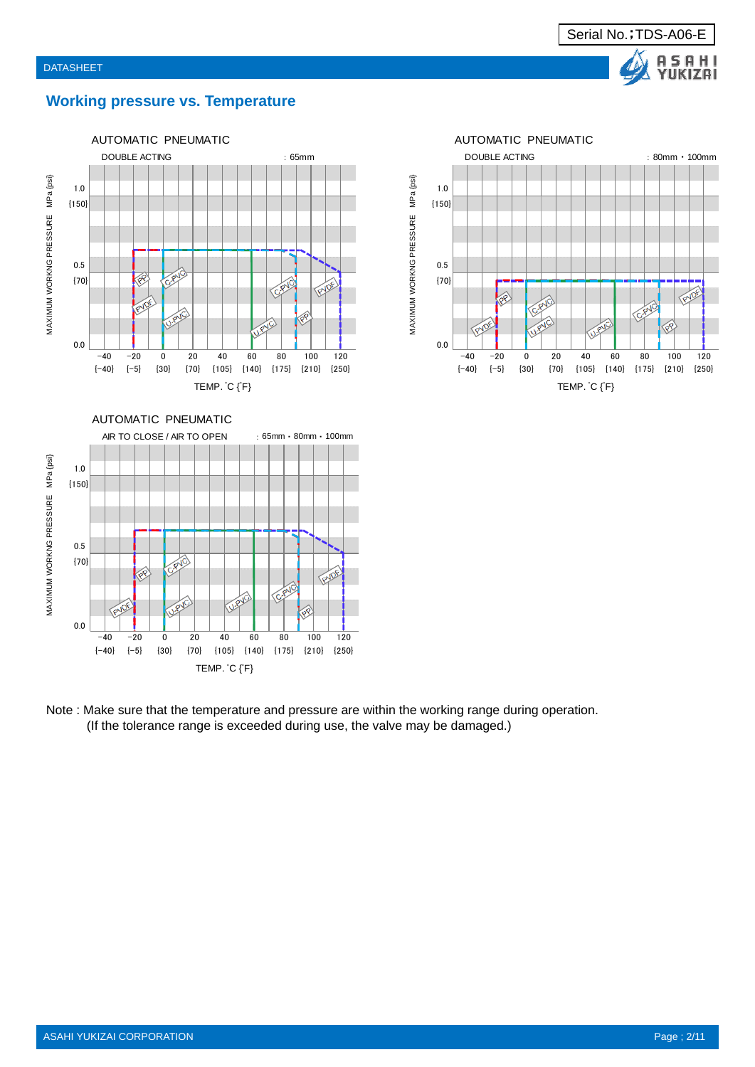## Working pressure vs. Temperature

AUTOMATIC PNEUMATIC

DOUBLE ACTING : 65mm

MAXIMUM WORKNG PRESSURE MPa {psi}

1.0 {150}

0.5 {70}

0.0

−40 {−40} −20 {−5} 0 {30} 20 {70} 40 {105} 60 {140} 80 {175} 100 {210} 120 {250}

TEMP. ˚C {˚F}

PP, C-PVC, PVDF, U-PVC

AUTOMATIC PNEUMATIC

DOUBLE ACTING : 80mm・100mm

MAXIMUM WORKNG PRESSURE MPa {psi}

1.0 {150}

0.5 {70}

0.0

−40 {−40} −20 {−5} 0 {30} 20 {70} 40 {105} 60 {140} 80 {175} 100 {210} 120 {250}

TEMP. ˚C {˚F}

PP, C-PVC, PVDF, U-PVC

AUTOMATIC PNEUMATIC

AIR TO CLOSE / AIR TO OPEN : 65mm・80mm・100mm

MAXIMUM WORKNG PRESSURE MPa {psi}

1.0 {150}

0.5 {70}

0.0

−40 {−40} −20 {−5} 0 {30} 20 {70} 40 {105} 60 {140} 80 {175} 100 {210} 120 {250}

TEMP. ˚C {˚F}

PP, C-PVC, PVDF, U-PVC

Note : Make sure that the temperature and pressure are within the working range during operation.
(If the tolerance range is exceeded during use, the valve may be damaged.)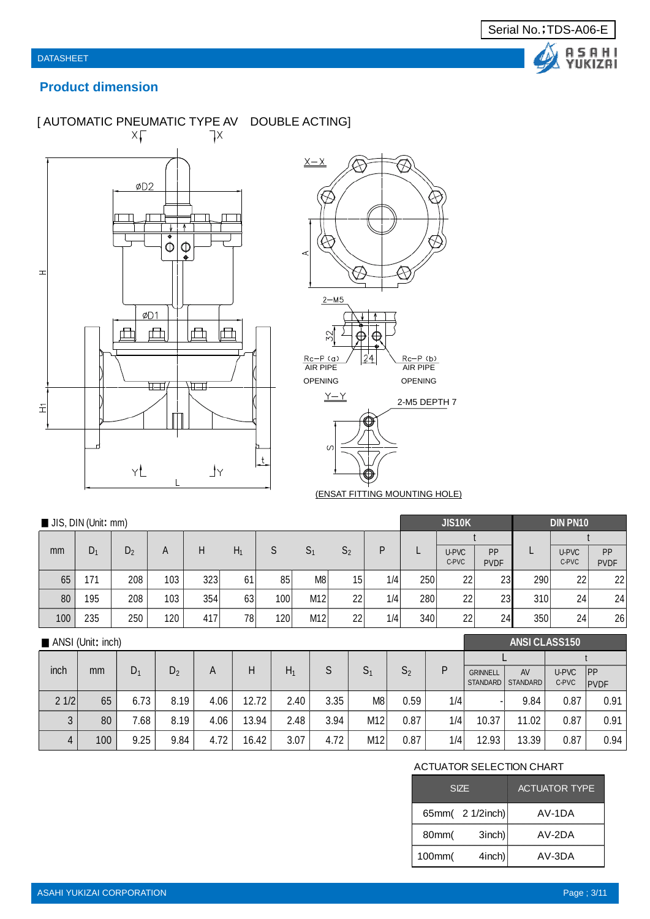Serial No.;TDS-A06-E

DATASHEET

## Product dimension

[ AUTOMATIC PNEUMATIC TYPE AV DOUBLE ACTING]

X–X

2–M5

Rc–P (a) AIR PIPE OPENING

Rc–P (b) AIR PIPE OPENING

Y–Y

2-M5 DEPTH 7

(ENSAT FITTING MOUNTING HOLE)

■ JIS, DIN (Unit: mm)

| mm | $D_1$ | $D_2$ | A | H | $H_1$ | S | $S_1$ | $S_2$ | P | JIS10K L | JIS10K t U-PVC C-PVC | JIS10K t PP PVDF | DIN PN10 L | DIN PN10 t U-PVC C-PVC | DIN PN10 t PP PVDF |
|---|---|---|---|---|---|---|---|---|---|---|---|---|---|---|---|
| 65 | 171 | 208 | 103 | 323 | 61 | 85 | M8 | 15 | 1/4 | 250 | 22 | 23 | 290 | 22 | 22 |
| 80 | 195 | 208 | 103 | 354 | 63 | 100 | M12 | 22 | 1/4 | 280 | 22 | 23 | 310 | 24 | 24 |
| 100 | 235 | 250 | 120 | 417 | 78 | 120 | M12 | 22 | 1/4 | 340 | 22 | 24 | 350 | 24 | 26 |

■ ANSI (Unit: inch)

| inch | mm | $D_1$ | $D_2$ | A | H | $H_1$ | S | $S_1$ | $S_2$ | P | ANSI CLASS150 L GRINNELL STANDARD | ANSI CLASS150 L AV STANDARD | ANSI CLASS150 t U-PVC C-PVC | ANSI CLASS150 t PP PVDF |
|---|---|---|---|---|---|---|---|---|---|---|---|---|---|---|
| 2 1/2 | 65 | 6.73 | 8.19 | 4.06 | 12.72 | 2.40 | 3.35 | M8 | 0.59 | 1/4 | - | 9.84 | 0.87 | 0.91 |
| 3 | 80 | 7.68 | 8.19 | 4.06 | 13.94 | 2.48 | 3.94 | M12 | 0.87 | 1/4 | 10.37 | 11.02 | 0.87 | 0.91 |
| 4 | 100 | 9.25 | 9.84 | 4.72 | 16.42 | 3.07 | 4.72 | M12 | 0.87 | 1/4 | 12.93 | 13.39 | 0.87 | 0.94 |

ACTUATOR SELECTION CHART

| SIZE | ACTUATOR TYPE |
|---|---|
| 65mm( 2 1/2inch) | AV-1DA |
| 80mm( 3inch) | AV-2DA |
| 100mm( 4inch) | AV-3DA |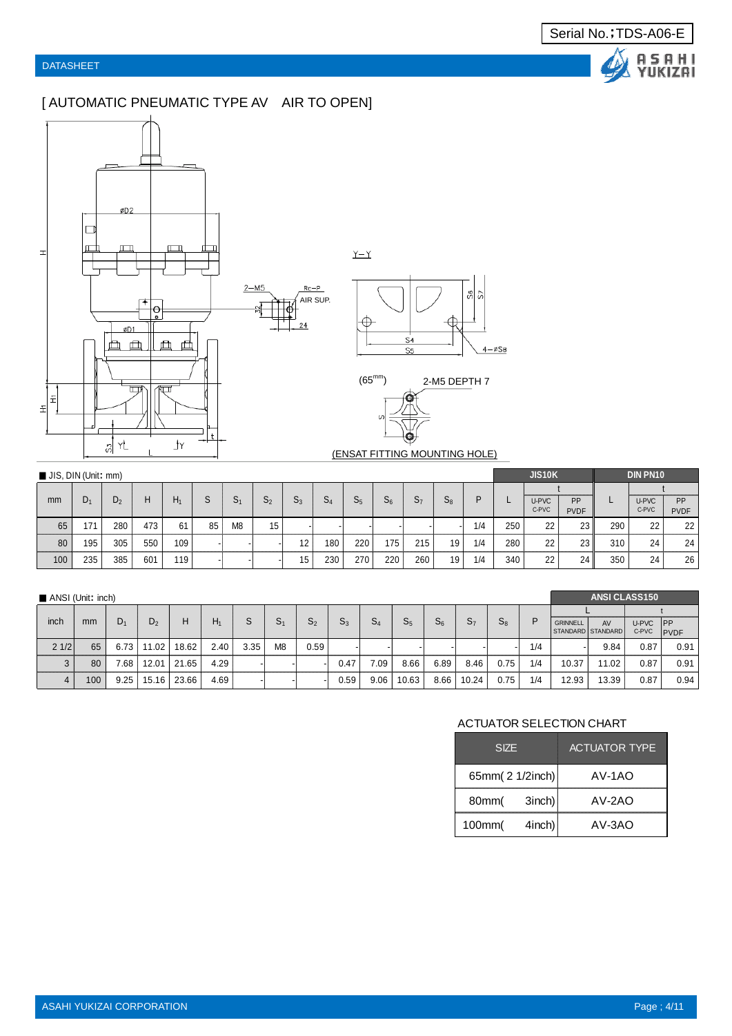Serial No.;TDS-A06-E

DATASHEET

# [ AUTOMATIC PNEUMATIC TYPE AV AIR TO OPEN]

■ JIS, DIN (Unit: mm)

| mm | $D_1$ | $D_2$ | H | $H_1$ | S | $S_1$ | $S_2$ | $S_3$ | $S_4$ | $S_5$ | $S_6$ | $S_7$ | $S_8$ | P | JIS10K L | JIS10K t U-PVC C-PVC | JIS10K t PP PVDF | DIN PN10 L | DIN PN10 t U-PVC C-PVC | DIN PN10 t PP PVDF |
|---|---|---|---|---|---|---|---|---|---|---|---|---|---|---|---|---|---|---|---|---|
| 65 | 171 | 280 | 473 | 61 | 85 | M8 | 15 | - | - | - | - | - | - | 1/4 | 250 | 22 | 23 | 290 | 22 | 22 |
| 80 | 195 | 305 | 550 | 109 | - | - | - | 12 | 180 | 220 | 175 | 215 | 19 | 1/4 | 280 | 22 | 23 | 310 | 24 | 24 |
| 100 | 235 | 385 | 601 | 119 | - | - | - | 15 | 230 | 270 | 220 | 260 | 19 | 1/4 | 340 | 22 | 24 | 350 | 24 | 26 |

■ ANSI (Unit: inch)

| inch | mm | $D_1$ | $D_2$ | H | $H_1$ | S | $S_1$ | $S_2$ | $S_3$ | $S_4$ | $S_5$ | $S_6$ | $S_7$ | $S_8$ | P | ANSI CLASS150 L GRINNELL STANDARD | ANSI CLASS150 L AV STANDARD | ANSI CLASS150 t U-PVC C-PVC | ANSI CLASS150 t PP PVDF |
|---|---|---|---|---|---|---|---|---|---|---|---|---|---|---|---|---|---|---|---|
| 2 1/2 | 65 | 6.73 | 11.02 | 18.62 | 2.40 | 3.35 | M8 | 0.59 | - | - | - | - | - | - | 1/4 | - | 9.84 | 0.87 | 0.91 |
| 3 | 80 | 7.68 | 12.01 | 21.65 | 4.29 | - | - | - | 0.47 | 7.09 | 8.66 | 6.89 | 8.46 | 0.75 | 1/4 | 10.37 | 11.02 | 0.87 | 0.91 |
| 4 | 100 | 9.25 | 15.16 | 23.66 | 4.69 | - | - | - | 0.59 | 9.06 | 10.63 | 8.66 | 10.24 | 0.75 | 1/4 | 12.93 | 13.39 | 0.87 | 0.94 |

ACTUATOR SELECTION CHART

| SIZE | ACTUATOR TYPE |
|---|---|
| 65mm( 2 1/2inch) | AV-1AO |
| 80mm( 3inch) | AV-2AO |
| 100mm( 4inch) | AV-3AO |

ASAHI YUKIZAI CORPORATION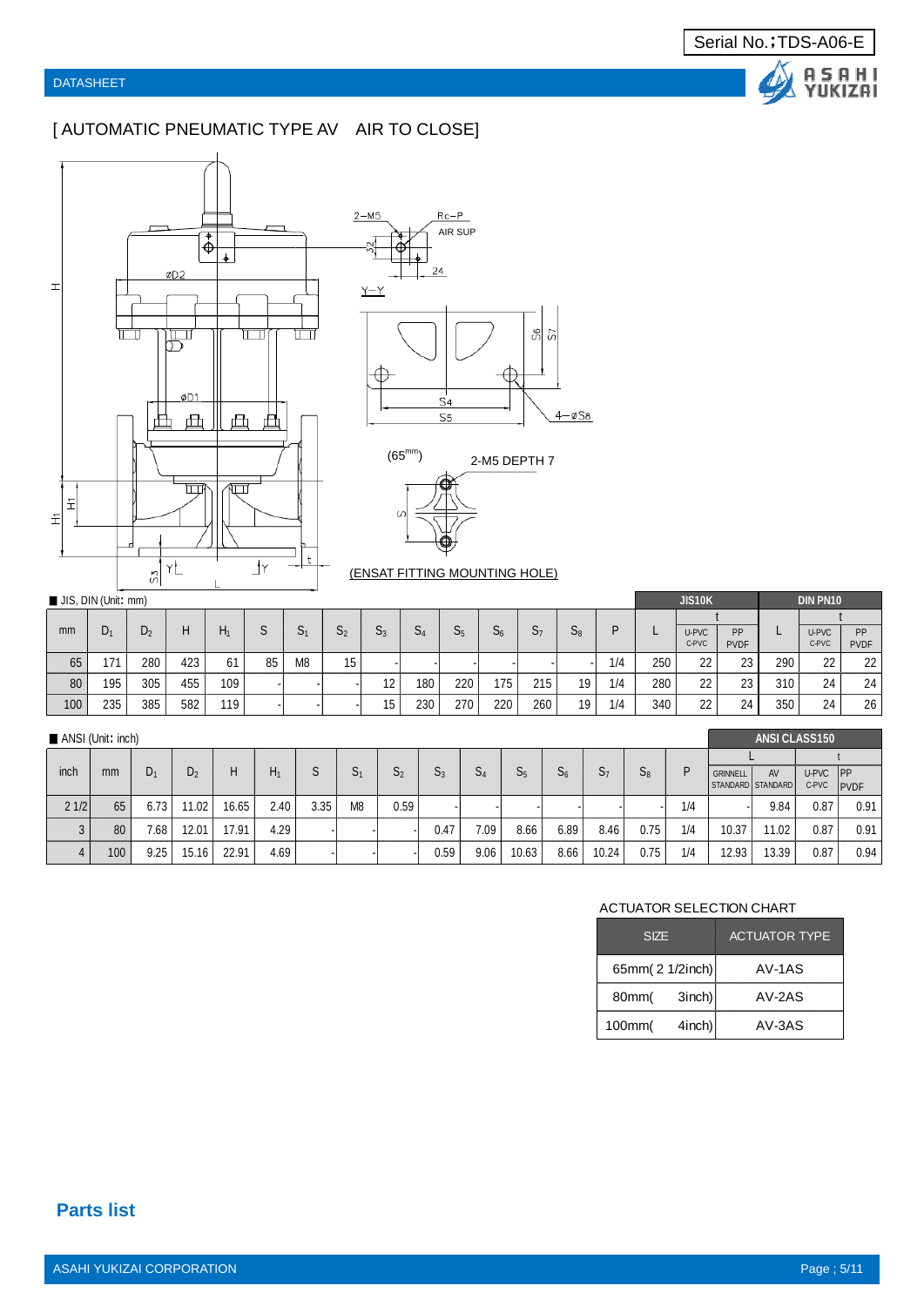Serial No.;TDS-A06-E

DATASHEET

# [ AUTOMATIC PNEUMATIC TYPE AV AIR TO CLOSE]

2-M5　Rc-P　AIR SUP

Y-Y

4-øS8

(65mm)　2-M5 DEPTH 7

(ENSAT FITTING MOUNTING HOLE)

■ JIS, DIN (Unit: mm)

| mm | $D_1$ | $D_2$ | H | $H_1$ | S | $S_1$ | $S_2$ | $S_3$ | $S_4$ | $S_5$ | $S_6$ | $S_7$ | $S_8$ | P | JIS10K L | JIS10K t U-PVC C-PVC | JIS10K t PP PVDF | DIN PN10 L | DIN PN10 t U-PVC C-PVC | DIN PN10 t PP PVDF |
|---|---|---|---|---|---|---|---|---|---|---|---|---|---|---|---|---|---|---|---|---|
| 65 | 171 | 280 | 423 | 61 | 85 | M8 | 15 | - | - | - | - | - | - | 1/4 | 250 | 22 | 23 | 290 | 22 | 22 |
| 80 | 195 | 305 | 455 | 109 | - | - | - | 12 | 180 | 220 | 175 | 215 | 19 | 1/4 | 280 | 22 | 23 | 310 | 24 | 24 |
| 100 | 235 | 385 | 582 | 119 | - | - | - | 15 | 230 | 270 | 220 | 260 | 19 | 1/4 | 340 | 22 | 24 | 350 | 24 | 26 |

■ ANSI (Unit: inch)

| inch | mm | $D_1$ | $D_2$ | H | $H_1$ | S | $S_1$ | $S_2$ | $S_3$ | $S_4$ | $S_5$ | $S_6$ | $S_7$ | $S_8$ | P | ANSI CLASS150 L GRINNELL STANDARD | ANSI CLASS150 L AV STANDARD | ANSI CLASS150 t U-PVC C-PVC | ANSI CLASS150 t PP PVDF |
|---|---|---|---|---|---|---|---|---|---|---|---|---|---|---|---|---|---|---|---|
| 2 1/2 | 65 | 6.73 | 11.02 | 16.65 | 2.40 | 3.35 | M8 | 0.59 | - | - | - | - | - | - | 1/4 | - | 9.84 | 0.87 | 0.91 |
| 3 | 80 | 7.68 | 12.01 | 17.91 | 4.29 | - | - | - | 0.47 | 7.09 | 8.66 | 6.89 | 8.46 | 0.75 | 1/4 | 10.37 | 11.02 | 0.87 | 0.91 |
| 4 | 100 | 9.25 | 15.16 | 22.91 | 4.69 | - | - | - | 0.59 | 9.06 | 10.63 | 8.66 | 10.24 | 0.75 | 1/4 | 12.93 | 13.39 | 0.87 | 0.94 |

ACTUATOR SELECTION CHART

| SIZE | ACTUATOR TYPE |
|---|---|
| 65mm( 2 1/2inch) | AV-1AS |
| 80mm( 3inch) | AV-2AS |
| 100mm( 4inch) | AV-3AS |

## Parts list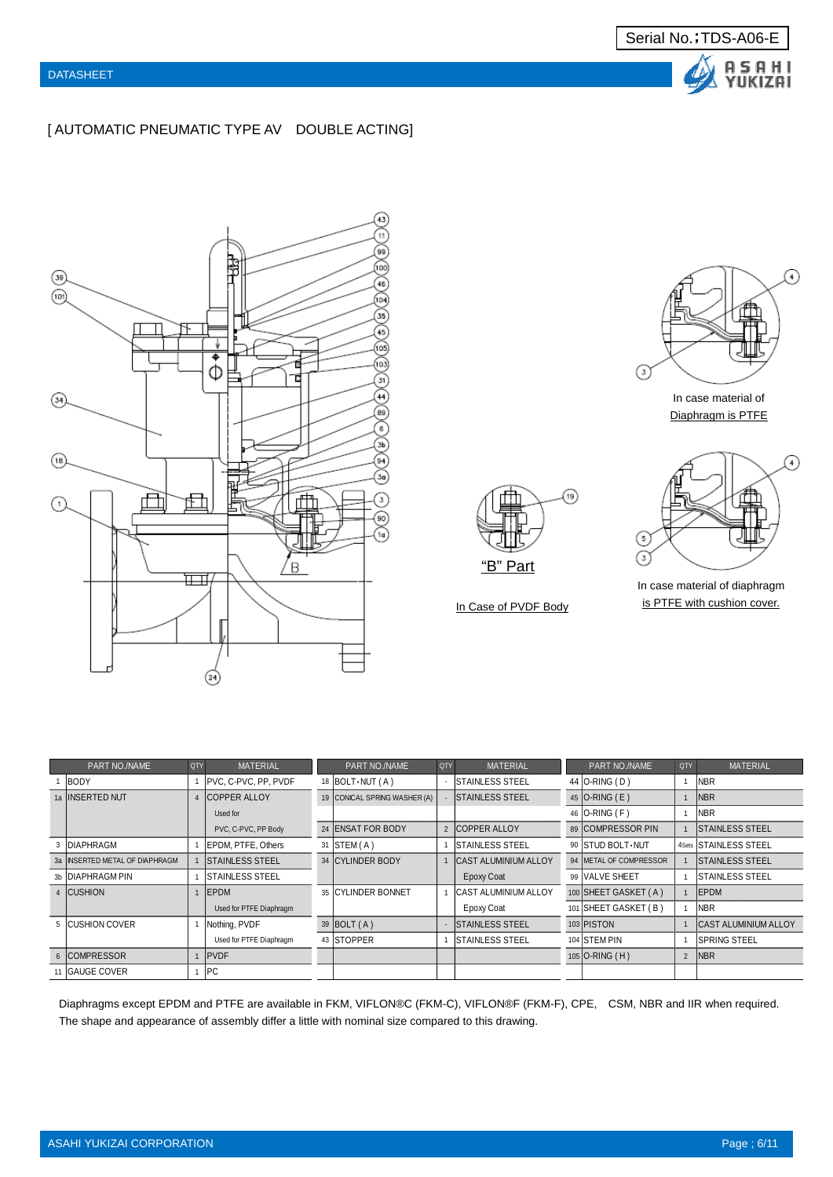# [ AUTOMATIC PNEUMATIC TYPE AV DOUBLE ACTING]

In case material of Diaphragm is PTFE

"B" Part

In Case of PVDF Body

In case material of diaphragm is PTFE with cushion cover.

| PART NO./NAME | | QTY | MATERIAL | PART NO./NAME | | QTY | MATERIAL | PART NO./NAME | | QTY | MATERIAL |
|---|---|---|---|---|---|---|---|---|---|---|---|
| 1 | BODY | 1 | PVC, C-PVC, PP, PVDF | 18 | BOLT・NUT ( A ) | - | STAINLESS STEEL | 44 | O-RING ( D ) | 1 | NBR |
| 1a | INSERTED NUT | 4 | COPPER ALLOY | 19 | CONICAL SPRING WASHER (A) | - | STAINLESS STEEL | 45 | O-RING ( E ) | 1 | NBR |
| | | | Used for | | | | | 46 | O-RING ( F ) | 1 | NBR |
| | | | PVC, C-PVC, PP Body | 24 | ENSAT FOR BODY | 2 | COPPER ALLOY | 89 | COMPRESSOR PIN | 1 | STAINLESS STEEL |
| 3 | DIAPHRAGM | 1 | EPDM, PTFE, Others | 31 | STEM ( A ) | 1 | STAINLESS STEEL | 90 | STUD BOLT・NUT | 4Sets | STAINLESS STEEL |
| 3a | INSERTED METAL OF DIAPHRAGM | 1 | STAINLESS STEEL | 34 | CYLINDER BODY | 1 | CAST ALUMINIUM ALLOY | 94 | METAL OF COMPRESSOR | 1 | STAINLESS STEEL |
| 3b | DIAPHRAGM PIN | 1 | STAINLESS STEEL | | | | Epoxy Coat | 99 | VALVE SHEET | 1 | STAINLESS STEEL |
| 4 | CUSHION | 1 | EPDM | 35 | CYLINDER BONNET | 1 | CAST ALUMINIUM ALLOY | 100 | SHEET GASKET ( A ) | 1 | EPDM |
| | | | Used for PTFE Diaphragm | | | | Epoxy Coat | 101 | SHEET GASKET ( B ) | 1 | NBR |
| 5 | CUSHION COVER | 1 | Nothing, PVDF | 39 | BOLT ( A ) | - | STAINLESS STEEL | 103 | PISTON | 1 | CAST ALUMINIUM ALLOY |
| | | | Used for PTFE Diaphragm | 43 | STOPPER | 1 | STAINLESS STEEL | 104 | STEM PIN | 1 | SPRING STEEL |
| 6 | COMPRESSOR | 1 | PVDF | | | | | 105 | O-RING ( H ) | 2 | NBR |
| 11 | GAUGE COVER | 1 | PC | | | | | | | | |

Diaphragms except EPDM and PTFE are available in FKM, VIFLON®C (FKM-C), VIFLON®F (FKM-F), CPE, CSM, NBR and IIR when required.
The shape and appearance of assembly differ a little with nominal size compared to this drawing.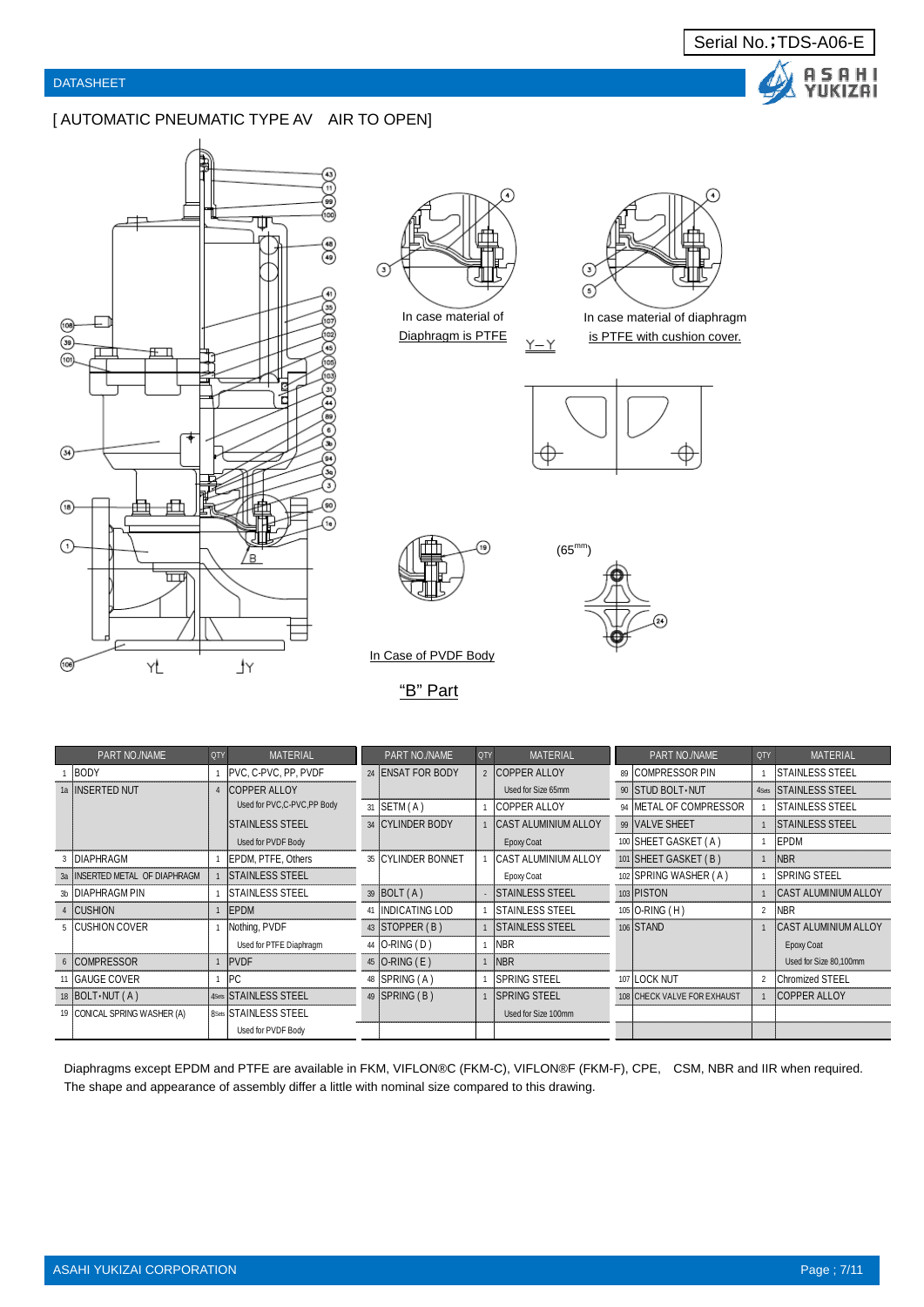Serial No.;TDS-A06-E

DATASHEET

## [ AUTOMATIC PNEUMATIC TYPE AV　AIR TO OPEN]

In case material of Diaphragm is PTFE

In case material of diaphragm is PTFE with cushion cover.

Y－Y

(65mm)

In Case of PVDF Body

"B" Part

| | PART NO./NAME | QTY | MATERIAL | | PART NO./NAME | QTY | MATERIAL | | PART NO./NAME | QTY | MATERIAL |
|---|---|---|---|---|---|---|---|---|---|---|---|
| 1 | BODY | 1 | PVC, C-PVC, PP, PVDF | 24 | ENSAT FOR BODY | 2 | COPPER ALLOY | 89 | COMPRESSOR PIN | 1 | STAINLESS STEEL |
| 1a | INSERTED NUT | 4 | COPPER ALLOY | | | | Used for Size 65mm | 90 | STUD BOLT･NUT | 4Sets | STAINLESS STEEL |
| | | | Used for PVC,C-PVC,PP Body | 31 | SETM ( A ) | 1 | COPPER ALLOY | 94 | METAL OF COMPRESSOR | 1 | STAINLESS STEEL |
| | | | STAINLESS STEEL | 34 | CYLINDER BODY | 1 | CAST ALUMINIUM ALLOY | 99 | VALVE SHEET | 1 | STAINLESS STEEL |
| | | | Used for PVDF Body | | | | Epoxy Coat | 100 | SHEET GASKET ( A ) | 1 | EPDM |
| 3 | DIAPHRAGM | 1 | EPDM, PTFE, Others | 35 | CYLINDER BONNET | 1 | CAST ALUMINIUM ALLOY | 101 | SHEET GASKET ( B ) | 1 | NBR |
| 3a | INSERTED METAL OF DIAPHRAGM | 1 | STAINLESS STEEL | | | | Epoxy Coat | 102 | SPRING WASHER ( A ) | 1 | SPRING STEEL |
| 3b | DIAPHRAGM PIN | 1 | STAINLESS STEEL | 39 | BOLT ( A ) | - | STAINLESS STEEL | 103 | PISTON | 1 | CAST ALUMINIUM ALLOY |
| 4 | CUSHION | 1 | EPDM | 41 | INDICATING LOD | 1 | STAINLESS STEEL | 105 | O-RING ( H ) | 2 | NBR |
| 5 | CUSHION COVER | 1 | Nothing, PVDF | 43 | STOPPER ( B ) | 1 | STAINLESS STEEL | 106 | STAND | 1 | CAST ALUMINIUM ALLOY |
| | | | Used for PTFE Diaphragm | 44 | O-RING ( D ) | 1 | NBR | | | | Epoxy Coat |
| 6 | COMPRESSOR | 1 | PVDF | 45 | O-RING ( E ) | 1 | NBR | | | | Used for Size 80,100mm |
| 11 | GAUGE COVER | 1 | PC | 48 | SPRING ( A ) | 1 | SPRING STEEL | 107 | LOCK NUT | 2 | Chromized STEEL |
| 18 | BOLT･NUT ( A ) | 4Sets | STAINLESS STEEL | 49 | SPRING ( B ) | 1 | SPRING STEEL | 108 | CHECK VALVE FOR EXHAUST | 1 | COPPER ALLOY |
| 19 | CONICAL SPRING WASHER (A) | 8Sets | STAINLESS STEEL | | | | Used for Size 100mm | | | | |
| | | | Used for PVDF Body | | | | | | | | |

Diaphragms except EPDM and PTFE are available in FKM, VIFLON®C (FKM-C), VIFLON®F (FKM-F), CPE,　CSM, NBR and IIR when required.
The shape and appearance of assembly differ a little with nominal size compared to this drawing.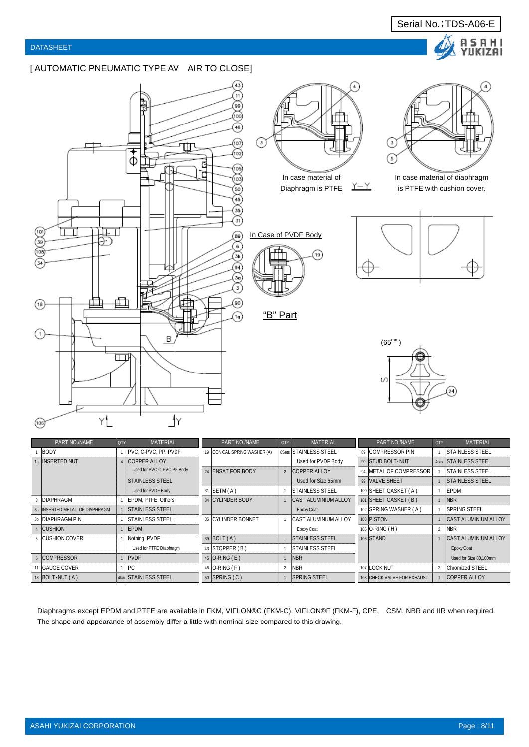Serial No.;TDS-A06-E

DATASHEET

## [ AUTOMATIC PNEUMATIC TYPE AV　AIR TO CLOSE]

In case material of Diaphragm is PTFE

Y－Y

In case material of diaphragm is PTFE with cushion cover.

In Case of PVDF Body

"B" Part

(65mm)

| | PART NO./NAME | QTY | MATERIAL | | PART NO./NAME | QTY | MATERIAL | | PART NO./NAME | QTY | MATERIAL |
|---|---|---|---|---|---|---|---|---|---|---|---|
| 1 | BODY | 1 | PVC, C-PVC, PP, PVDF | 19 | CONICAL SPRING WASHER (A) | 8Sets | STAINLESS STEEL | 89 | COMPRESSOR PIN | 1 | STAINLESS STEEL |
| 1a | INSERTED NUT | 4 | COPPER ALLOY | | | | Used for PVDF Body | 90 | STUD BOLT･NUT | 4Sets | STAINLESS STEEL |
| | | | Used for PVC,C-PVC,PP Body | 24 | ENSAT FOR BODY | 2 | COPPER ALLOY | 94 | METAL OF COMPRESSOR | 1 | STAINLESS STEEL |
| | | | STAINLESS STEEL | | | | Used for Size 65mm | 99 | VALVE SHEET | 1 | STAINLESS STEEL |
| | | | Used for PVDF Body | 31 | SETM ( A ) | 1 | STAINLESS STEEL | 100 | SHEET GASKET ( A ) | 1 | EPDM |
| 3 | DIAPHRAGM | 1 | EPDM, PTFE, Others | 34 | CYLINDER BODY | 1 | CAST ALUMINIUM ALLOY | 101 | SHEET GASKET ( B ) | 1 | NBR |
| 3a | INSERTED METAL OF DIAPHRAGM | 1 | STAINLESS STEEL | | | | Epoxy Coat | 102 | SPRING WASHER ( A ) | 1 | SPRING STEEL |
| 3b | DIAPHRAGM PIN | 1 | STAINLESS STEEL | 35 | CYLINDER BONNET | 1 | CAST ALUMINIUM ALLOY | 103 | PISTON | 1 | CAST ALUMINIUM ALLOY |
| 4 | CUSHION | 1 | EPDM | | | | Epoxy Coat | 105 | O-RING ( H ) | 2 | NBR |
| 5 | CUSHION COVER | 1 | Nothing, PVDF | 39 | BOLT ( A ) | - | STAINLESS STEEL | 106 | STAND | 1 | CAST ALUMINIUM ALLOY |
| | | | Used for PTFE Diaphragm | 43 | STOPPER ( B ) | 1 | STAINLESS STEEL | | | | Epoxy Coat |
| 6 | COMPRESSOR | 1 | PVDF | 45 | O-RING ( E ) | 1 | NBR | | | | Used for Size 80,100mm |
| 11 | GAUGE COVER | 1 | PC | 46 | O-RING ( F ) | 2 | NBR | 107 | LOCK NUT | 2 | Chromized STEEL |
| 18 | BOLT･NUT ( A ) | 4Sets | STAINLESS STEEL | 50 | SPRING ( C ) | 1 | SPRING STEEL | 108 | CHECK VALVE FOR EXHAUST | 1 | COPPER ALLOY |

Diaphragms except EPDM and PTFE are available in FKM, VIFLON®C (FKM-C), VIFLON®F (FKM-F), CPE,　CSM, NBR and IIR when required.
The shape and appearance of assembly differ a little with nominal size compared to this drawing.

ASAHI YUKIZAI CORPORATION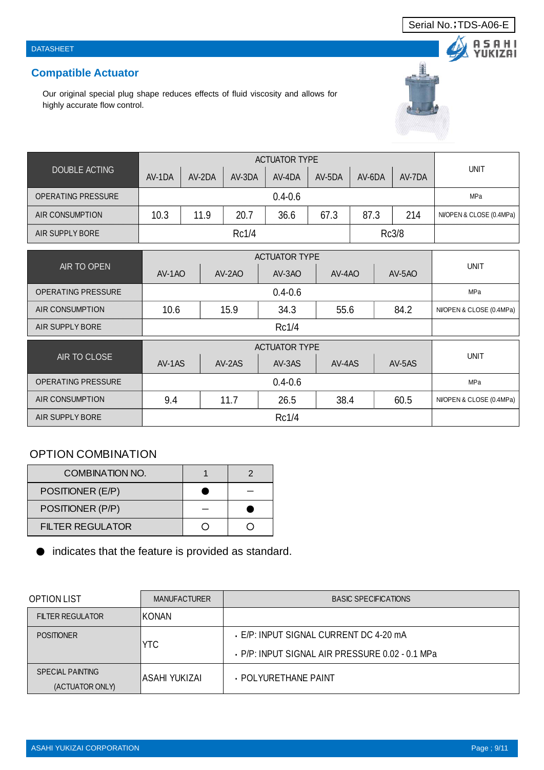Serial No.；TDS-A06-E

DATASHEET

## Compatible Actuator

Our original special plug shape reduces effects of fluid viscosity and allows for highly accurate flow control.

| DOUBLE ACTING | ACTUATOR TYPE | | | | | | | UNIT |
|---|---|---|---|---|---|---|---|---|
| | AV-1DA | AV-2DA | AV-3DA | AV-4DA | AV-5DA | AV-6DA | AV-7DA | |
| OPERATING PRESSURE | 0.4-0.6 | | | | | | | MPa |
| AIR CONSUMPTION | 10.3 | 11.9 | 20.7 | 36.6 | 67.3 | 87.3 | 214 | Nl/OPEN & CLOSE (0.4MPa) |
| AIR SUPPLY BORE | Rc1/4 | | | | | Rc3/8 | | |

| AIR TO OPEN | ACTUATOR TYPE | | | | | UNIT |
|---|---|---|---|---|---|---|
| | AV-1AO | AV-2AO | AV-3AO | AV-4AO | AV-5AO | |
| OPERATING PRESSURE | 0.4-0.6 | | | | | MPa |
| AIR CONSUMPTION | 10.6 | 15.9 | 34.3 | 55.6 | 84.2 | Nl/OPEN & CLOSE (0.4MPa) |
| AIR SUPPLY BORE | Rc1/4 | | | | | |

| AIR TO CLOSE | ACTUATOR TYPE | | | | | UNIT |
|---|---|---|---|---|---|---|
| | AV-1AS | AV-2AS | AV-3AS | AV-4AS | AV-5AS | |
| OPERATING PRESSURE | 0.4-0.6 | | | | | MPa |
| AIR CONSUMPTION | 9.4 | 11.7 | 26.5 | 38.4 | 60.5 | Nl/OPEN & CLOSE (0.4MPa) |
| AIR SUPPLY BORE | Rc1/4 | | | | | |

### OPTION COMBINATION

| COMBINATION NO. | 1 | 2 |
|---|---|---|
| POSITIONER (E/P) | ● | – |
| POSITIONER (P/P) | – | ● |
| FILTER REGULATOR | ○ | ○ |

● indicates that the feature is provided as standard.

| OPTION LIST | MANUFACTURER | BASIC SPECIFICATIONS |
|---|---|---|
| FILTER REGULATOR | KONAN | |
| POSITIONER | YTC | ・E/P: INPUT SIGNAL CURRENT DC 4-20 mA<br>・P/P: INPUT SIGNAL AIR PRESSURE 0.02 - 0.1 MPa |
| SPECIAL PAINTING (ACTUATOR ONLY) | ASAHI YUKIZAI | ・POLYURETHANE PAINT |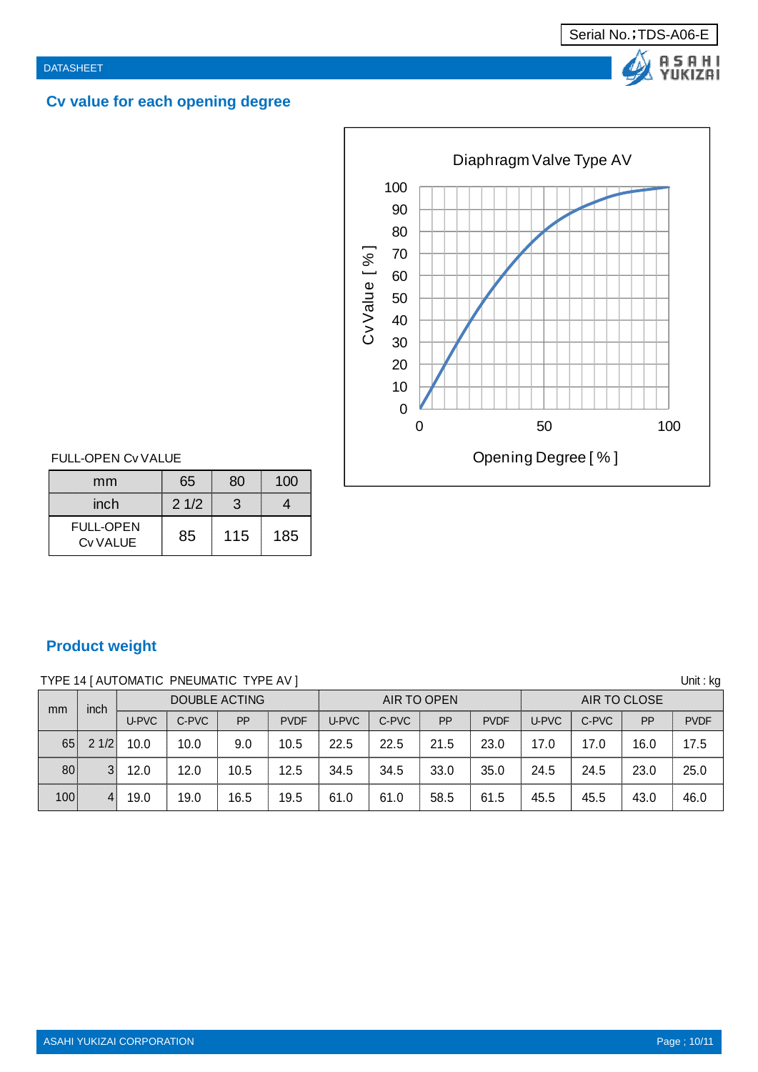Serial No.；TDS-A06-E

DATASHEET

## Cv value for each opening degree

Diaphragm Valve Type AV

Cv Value [ % ]

Opening Degree [ % ]

FULL-OPEN Cv VALUE

| mm | 65 | 80 | 100 |
|---|---|---|---|
| inch | 2 1/2 | 3 | 4 |
| FULL-OPEN Cv VALUE | 85 | 115 | 185 |

## Product weight

TYPE 14 [ AUTOMATIC PNEUMATIC TYPE AV ]

Unit : kg

| mm | inch | DOUBLE ACTING | | | | AIR TO OPEN | | | | AIR TO CLOSE | | | |
|---|---|---|---|---|---|---|---|---|---|---|---|---|---|
| | | U-PVC | C-PVC | PP | PVDF | U-PVC | C-PVC | PP | PVDF | U-PVC | C-PVC | PP | PVDF |
| 65 | 2 1/2 | 10.0 | 10.0 | 9.0 | 10.5 | 22.5 | 22.5 | 21.5 | 23.0 | 17.0 | 17.0 | 16.0 | 17.5 |
| 80 | 3 | 12.0 | 12.0 | 10.5 | 12.5 | 34.5 | 34.5 | 33.0 | 35.0 | 24.5 | 24.5 | 23.0 | 25.0 |
| 100 | 4 | 19.0 | 19.0 | 16.5 | 19.5 | 61.0 | 61.0 | 58.5 | 61.5 | 45.5 | 45.5 | 43.0 | 46.0 |

ASAHI YUKIZAI CORPORATION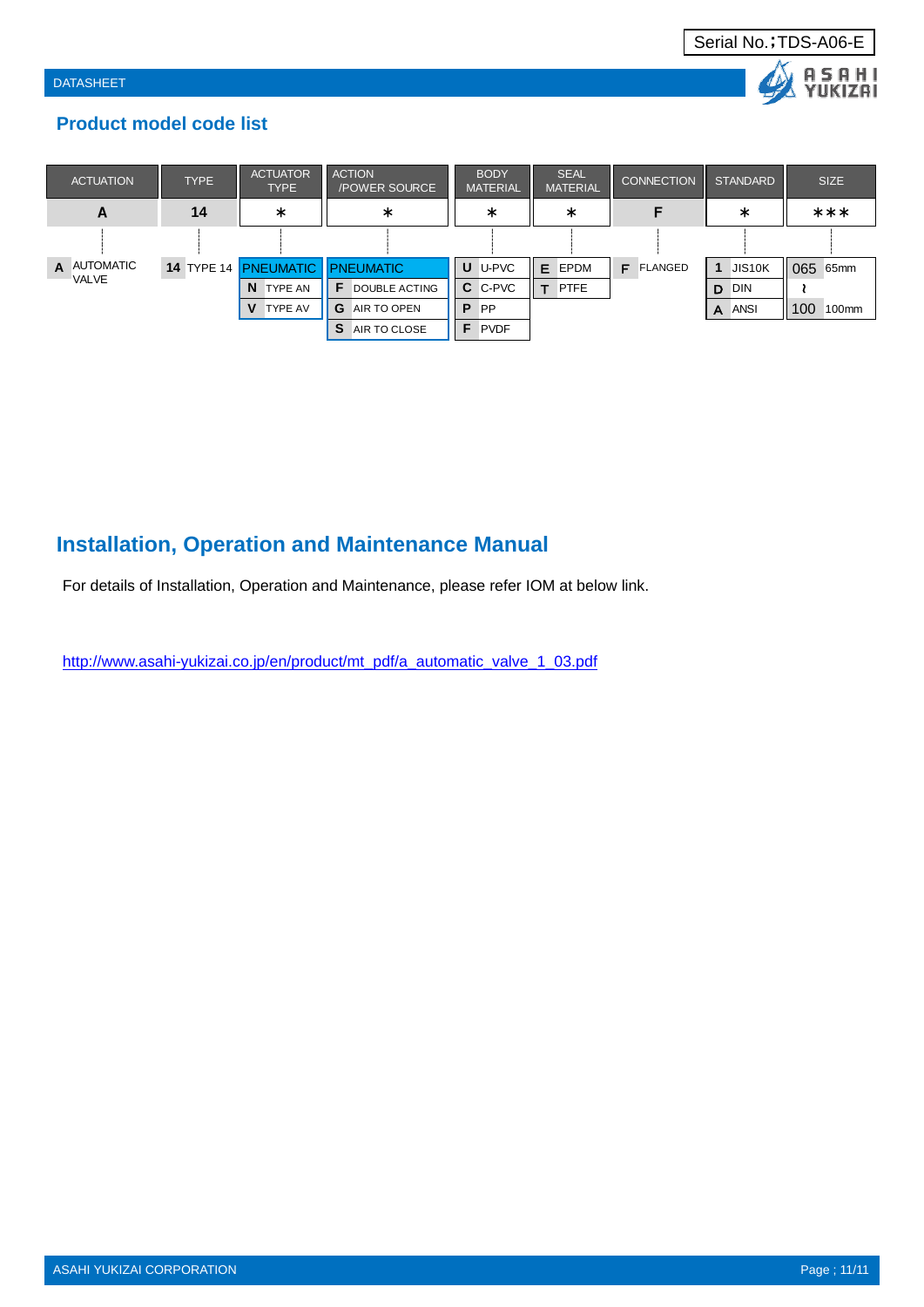## Product model code list

| ACTUATION | TYPE | ACTUATOR TYPE | ACTION /POWER SOURCE | BODY MATERIAL | SEAL MATERIAL | CONNECTION | STANDARD | SIZE |
|---|---|---|---|---|---|---|---|---|
| A | 14 | ∗ | ∗ | ∗ | ∗ | F | ∗ | ∗∗∗ |
| **A** AUTOMATIC VALVE | **14** TYPE 14 | PNEUMATIC | PNEUMATIC | **U** U-PVC | **E** EPDM | **F** FLANGED | **1** JIS10K | 065 65mm |
| | | **N** TYPE AN | **F** DOUBLE ACTING | **C** C-PVC | **T** PTFE | | **D** DIN | ≀ |
| | | **V** TYPE AV | **G** AIR TO OPEN | **P** PP | | | **A** ANSI | 100 100mm |
| | | | **S** AIR TO CLOSE | **F** PVDF | | | | |

## Installation, Operation and Maintenance Manual

For details of Installation, Operation and Maintenance, please refer IOM at below link.

http://www.asahi-yukizai.co.jp/en/product/mt_pdf/a_automatic_valve_1_03.pdf